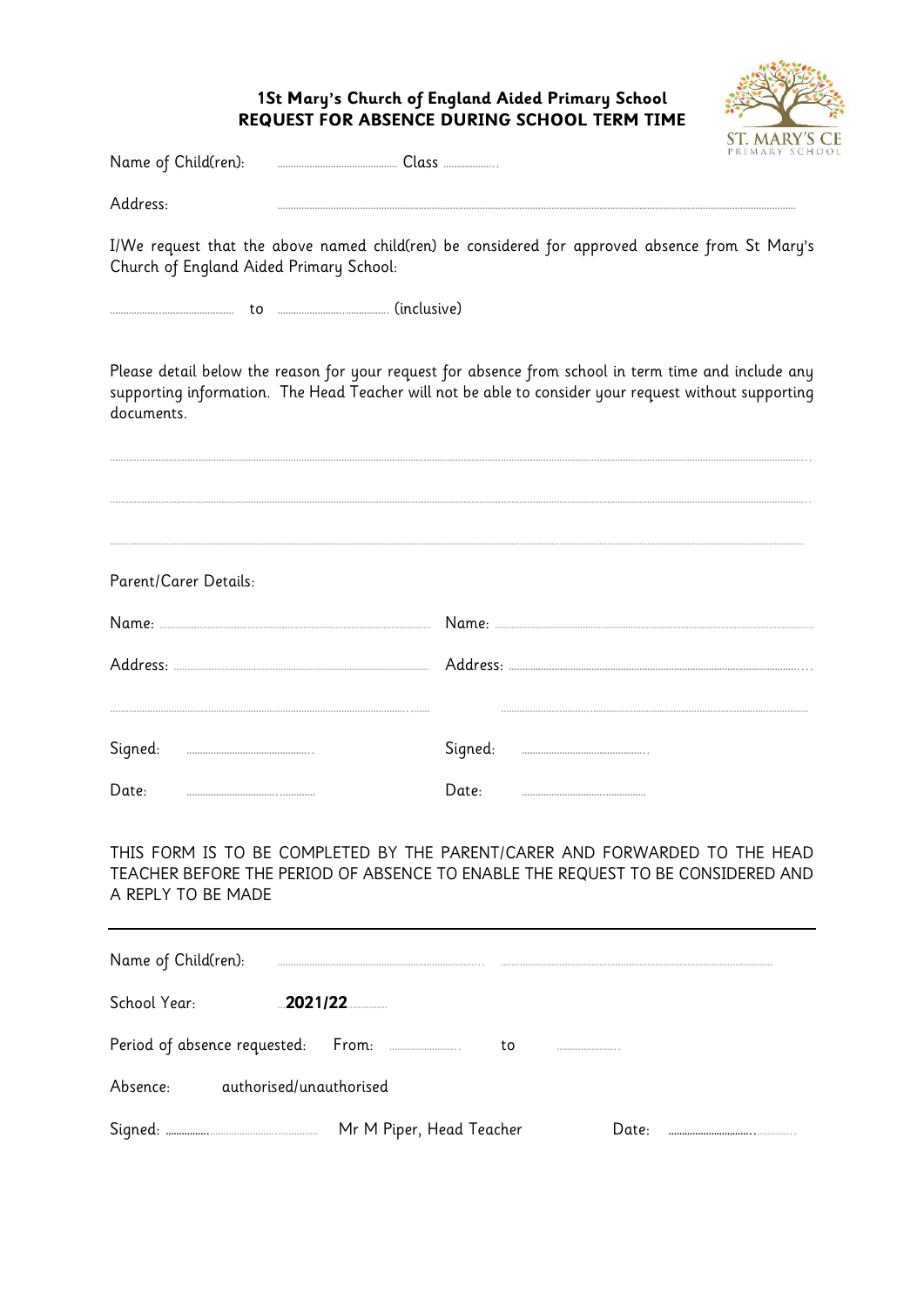# 1St Mary's Church of England Aided Primary School
## REQUEST FOR ABSENCE DURING SCHOOL TERM TIME

ST. MARY'S CE PRIMARY SCHOOL

Name of Child(ren): .................................... Class ..................

Address: ....................................................................................................................................

I/We request that the above named child(ren) be considered for approved absence from St Mary's Church of England Aided Primary School:

.................................... to .................................... (inclusive)

Please detail below the reason for your request for absence from school in term time and include any supporting information. The Head Teacher will not be able to consider your request without supporting documents.

....................................................................................................................................................

....................................................................................................................................................

....................................................................................................................................................

Parent/Carer Details:

| | |
|---|---|
| Name: .................................................. | Name: .................................................. |
| Address: .................................................. | Address: .................................................. |
| .................................................. | .................................................. |
| Signed: .................................... | Signed: .................................... |
| Date: .................................... | Date: .................................... |

THIS FORM IS TO BE COMPLETED BY THE PARENT/CARER AND FORWARDED TO THE HEAD TEACHER BEFORE THE PERIOD OF ABSENCE TO ENABLE THE REQUEST TO BE CONSIDERED AND A REPLY TO BE MADE

---

Name of Child(ren): .................................................. ..................................................

School Year: ...**2021/22**...........

Period of absence requested: From: .................... to ....................

Absence: authorised/unauthorised

Signed: .................................... Mr M Piper, Head Teacher Date: ....................................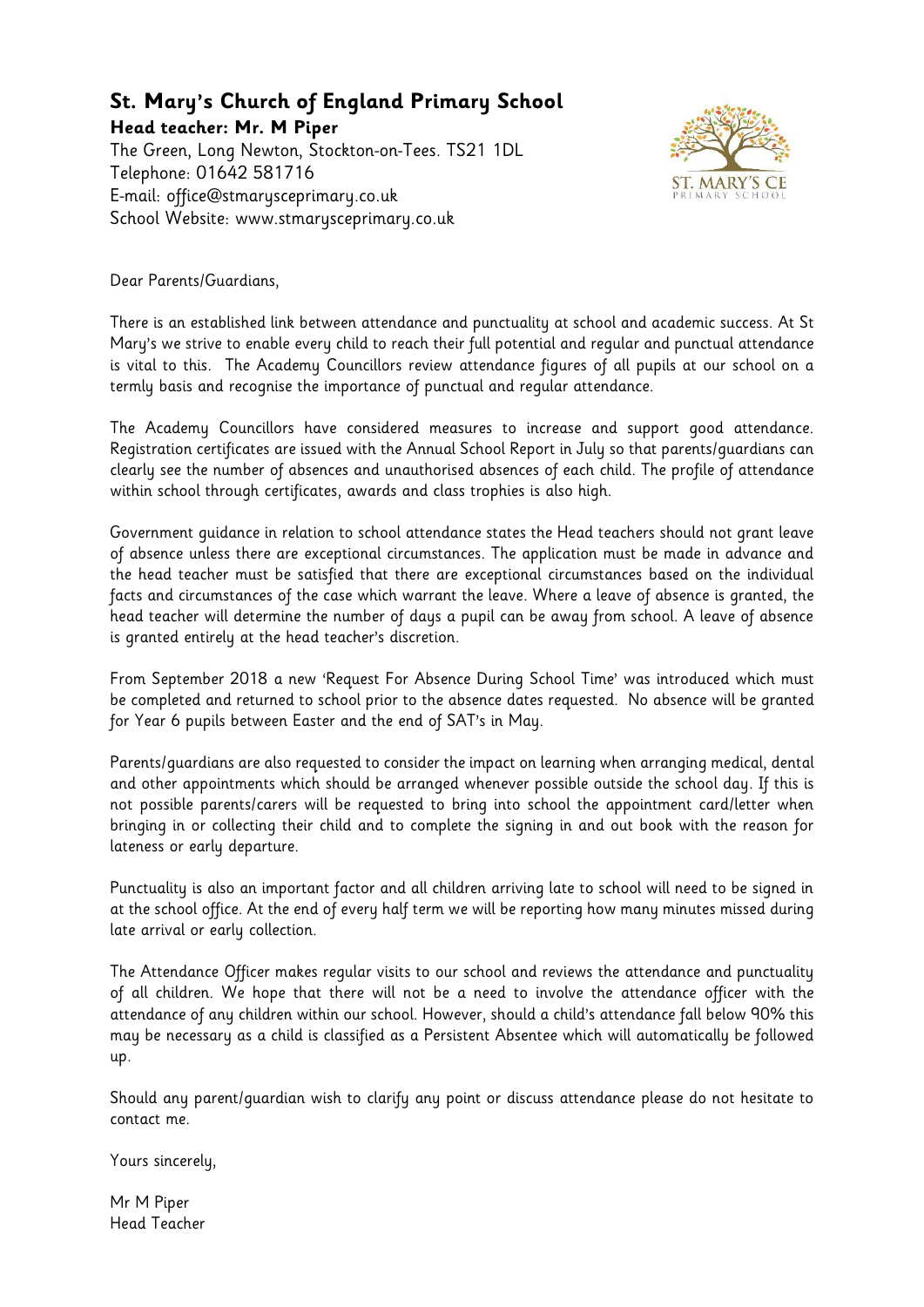# St. Mary's Church of England Primary School

**Head teacher: Mr. M Piper**

The Green, Long Newton, Stockton-on-Tees. TS21 1DL
Telephone: 01642 581716
E-mail: office@stmarysceprimary.co.uk
School Website: www.stmarysceprimary.co.uk

Dear Parents/Guardians,

There is an established link between attendance and punctuality at school and academic success. At St Mary's we strive to enable every child to reach their full potential and regular and punctual attendance is vital to this. The Academy Councillors review attendance figures of all pupils at our school on a termly basis and recognise the importance of punctual and regular attendance.

The Academy Councillors have considered measures to increase and support good attendance. Registration certificates are issued with the Annual School Report in July so that parents/guardians can clearly see the number of absences and unauthorised absences of each child. The profile of attendance within school through certificates, awards and class trophies is also high.

Government guidance in relation to school attendance states the Head teachers should not grant leave of absence unless there are exceptional circumstances. The application must be made in advance and the head teacher must be satisfied that there are exceptional circumstances based on the individual facts and circumstances of the case which warrant the leave. Where a leave of absence is granted, the head teacher will determine the number of days a pupil can be away from school. A leave of absence is granted entirely at the head teacher's discretion.

From September 2018 a new 'Request For Absence During School Time' was introduced which must be completed and returned to school prior to the absence dates requested. No absence will be granted for Year 6 pupils between Easter and the end of SAT's in May.

Parents/guardians are also requested to consider the impact on learning when arranging medical, dental and other appointments which should be arranged whenever possible outside the school day. If this is not possible parents/carers will be requested to bring into school the appointment card/letter when bringing in or collecting their child and to complete the signing in and out book with the reason for lateness or early departure.

Punctuality is also an important factor and all children arriving late to school will need to be signed in at the school office. At the end of every half term we will be reporting how many minutes missed during late arrival or early collection.

The Attendance Officer makes regular visits to our school and reviews the attendance and punctuality of all children. We hope that there will not be a need to involve the attendance officer with the attendance of any children within our school. However, should a child's attendance fall below 90% this may be necessary as a child is classified as a Persistent Absentee which will automatically be followed up.

Should any parent/guardian wish to clarify any point or discuss attendance please do not hesitate to contact me.

Yours sincerely,

Mr M Piper
Head Teacher